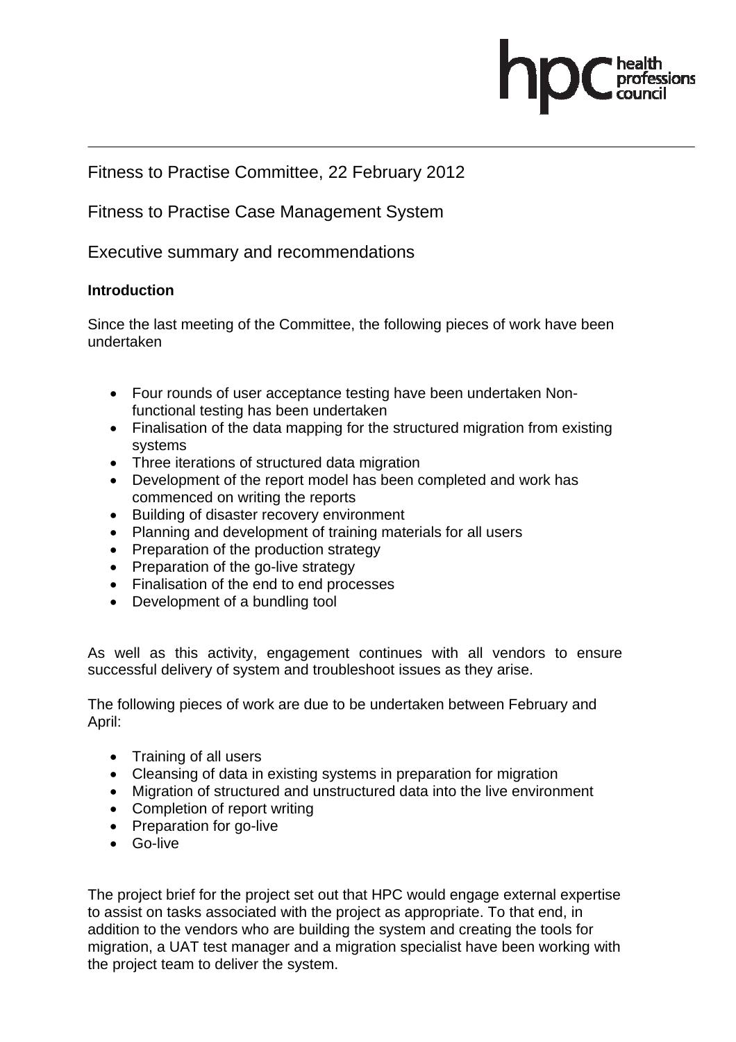Fitness to Practise Committee, 22 February 2012

Fitness to Practise Case Management System

Executive summary and recommendations

**Introduction**

Since the last meeting of the Committee, the following pieces of work have been undertaken

- Four rounds of user acceptance testing have been undertaken Non-functional testing has been undertaken
- Finalisation of the data mapping for the structured migration from existing systems
- Three iterations of structured data migration
- Development of the report model has been completed and work has commenced on writing the reports
- Building of disaster recovery environment
- Planning and development of training materials for all users
- Preparation of the production strategy
- Preparation of the go-live strategy
- Finalisation of the end to end processes
- Development of a bundling tool

As well as this activity, engagement continues with all vendors to ensure successful delivery of system and troubleshoot issues as they arise.

The following pieces of work are due to be undertaken between February and April:

- Training of all users
- Cleansing of data in existing systems in preparation for migration
- Migration of structured and unstructured data into the live environment
- Completion of report writing
- Preparation for go-live
- Go-live

The project brief for the project set out that HPC would engage external expertise to assist on tasks associated with the project as appropriate. To that end, in addition to the vendors who are building the system and creating the tools for migration, a UAT test manager and a migration specialist have been working with the project team to deliver the system.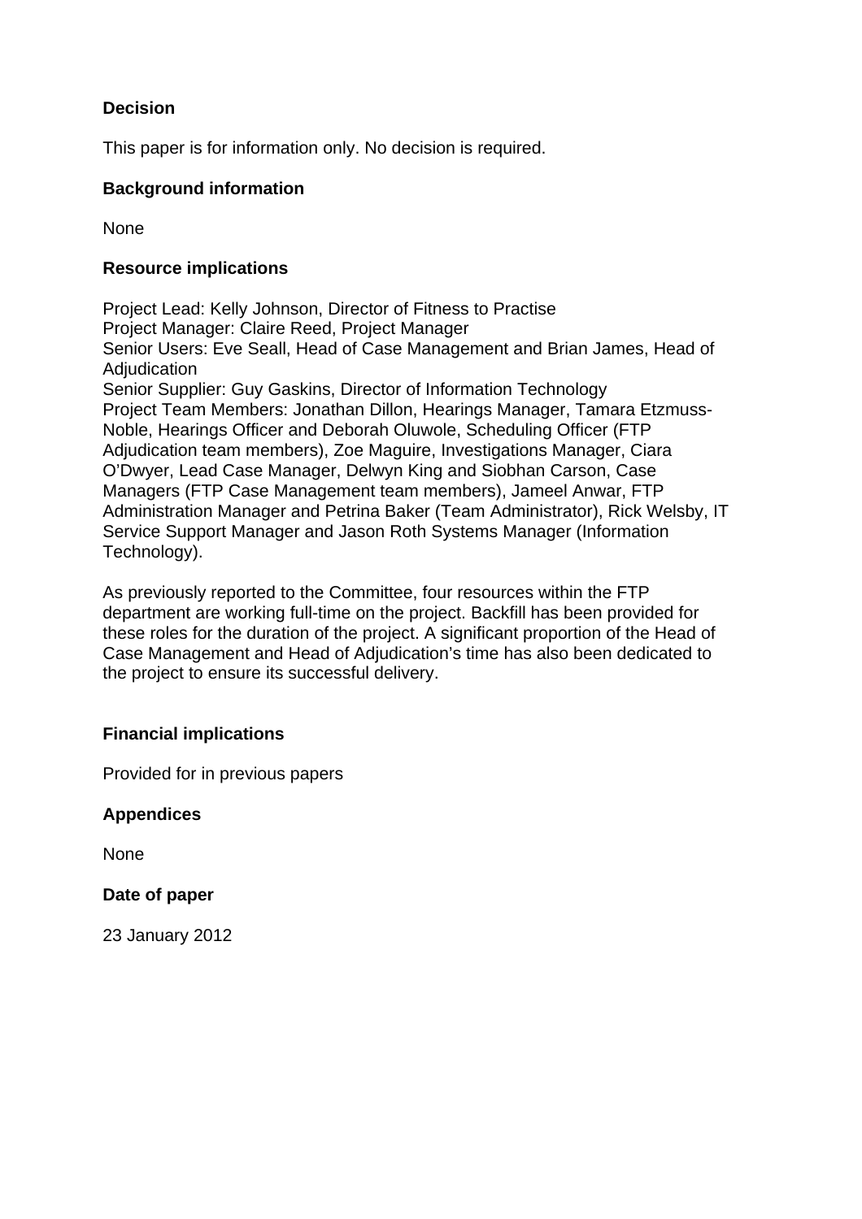**Decision**

This paper is for information only. No decision is required.

**Background information**

None

**Resource implications**

Project Lead: Kelly Johnson, Director of Fitness to Practise
Project Manager: Claire Reed, Project Manager
Senior Users: Eve Seall, Head of Case Management and Brian James, Head of Adjudication
Senior Supplier: Guy Gaskins, Director of Information Technology
Project Team Members: Jonathan Dillon, Hearings Manager, Tamara Etzmuss-Noble, Hearings Officer and Deborah Oluwole, Scheduling Officer (FTP Adjudication team members), Zoe Maguire, Investigations Manager, Ciara O'Dwyer, Lead Case Manager, Delwyn King and Siobhan Carson, Case Managers (FTP Case Management team members), Jameel Anwar, FTP Administration Manager and Petrina Baker (Team Administrator), Rick Welsby, IT Service Support Manager and Jason Roth Systems Manager (Information Technology).

As previously reported to the Committee, four resources within the FTP department are working full-time on the project. Backfill has been provided for these roles for the duration of the project. A significant proportion of the Head of Case Management and Head of Adjudication's time has also been dedicated to the project to ensure its successful delivery.

**Financial implications**

Provided for in previous papers

**Appendices**

None

**Date of paper**

23 January 2012